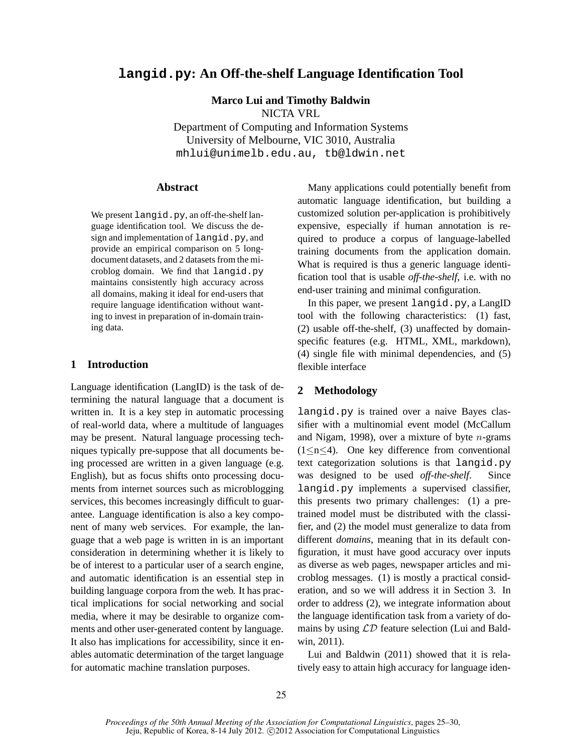# `langid.py`: An Off-the-shelf Language Identification Tool

**Marco Lui and Timothy Baldwin**
NICTA VRL
Department of Computing and Information Systems
University of Melbourne, VIC 3010, Australia
`mhlui@unimelb.edu.au, tb@ldwin.net`

## Abstract

We present `langid.py`, an off-the-shelf language identification tool. We discuss the design and implementation of `langid.py`, and provide an empirical comparison on 5 long-document datasets, and 2 datasets from the microblog domain. We find that `langid.py` maintains consistently high accuracy across all domains, making it ideal for end-users that require language identification without wanting to invest in preparation of in-domain training data.

## 1 Introduction

Language identification (LangID) is the task of determining the natural language that a document is written in. It is a key step in automatic processing of real-world data, where a multitude of languages may be present. Natural language processing techniques typically pre-suppose that all documents being processed are written in a given language (e.g. English), but as focus shifts onto processing documents from internet sources such as microblogging services, this becomes increasingly difficult to guarantee. Language identification is also a key component of many web services. For example, the language that a web page is written in is an important consideration in determining whether it is likely to be of interest to a particular user of a search engine, and automatic identification is an essential step in building language corpora from the web. It has practical implications for social networking and social media, where it may be desirable to organize comments and other user-generated content by language. It also has implications for accessibility, since it enables automatic determination of the target language for automatic machine translation purposes.

Many applications could potentially benefit from automatic language identification, but building a customized solution per-application is prohibitively expensive, especially if human annotation is required to produce a corpus of language-labelled training documents from the application domain. What is required is thus a generic language identification tool that is usable *off-the-shelf*, i.e. with no end-user training and minimal configuration.

In this paper, we present `langid.py`, a LangID tool with the following characteristics: (1) fast, (2) usable off-the-shelf, (3) unaffected by domain-specific features (e.g. HTML, XML, markdown), (4) single file with minimal dependencies, and (5) flexible interface

## 2 Methodology

`langid.py` is trained over a naive Bayes classifier with a multinomial event model (McCallum and Nigam, 1998), over a mixture of byte $n$-grams ($1 \leq n \leq 4$). One key difference from conventional text categorization solutions is that `langid.py` was designed to be used *off-the-shelf*. Since `langid.py` implements a supervised classifier, this presents two primary challenges: (1) a pre-trained model must be distributed with the classifier, and (2) the model must generalize to data from different *domains*, meaning that in its default configuration, it must have good accuracy over inputs as diverse as web pages, newspaper articles and microblog messages. (1) is mostly a practical consideration, and so we will address it in Section 3. In order to address (2), we integrate information about the language identification task from a variety of domains by using $\mathcal{LD}$ feature selection (Lui and Baldwin, 2011).

Lui and Baldwin (2011) showed that it is relatively easy to attain high accuracy for language iden-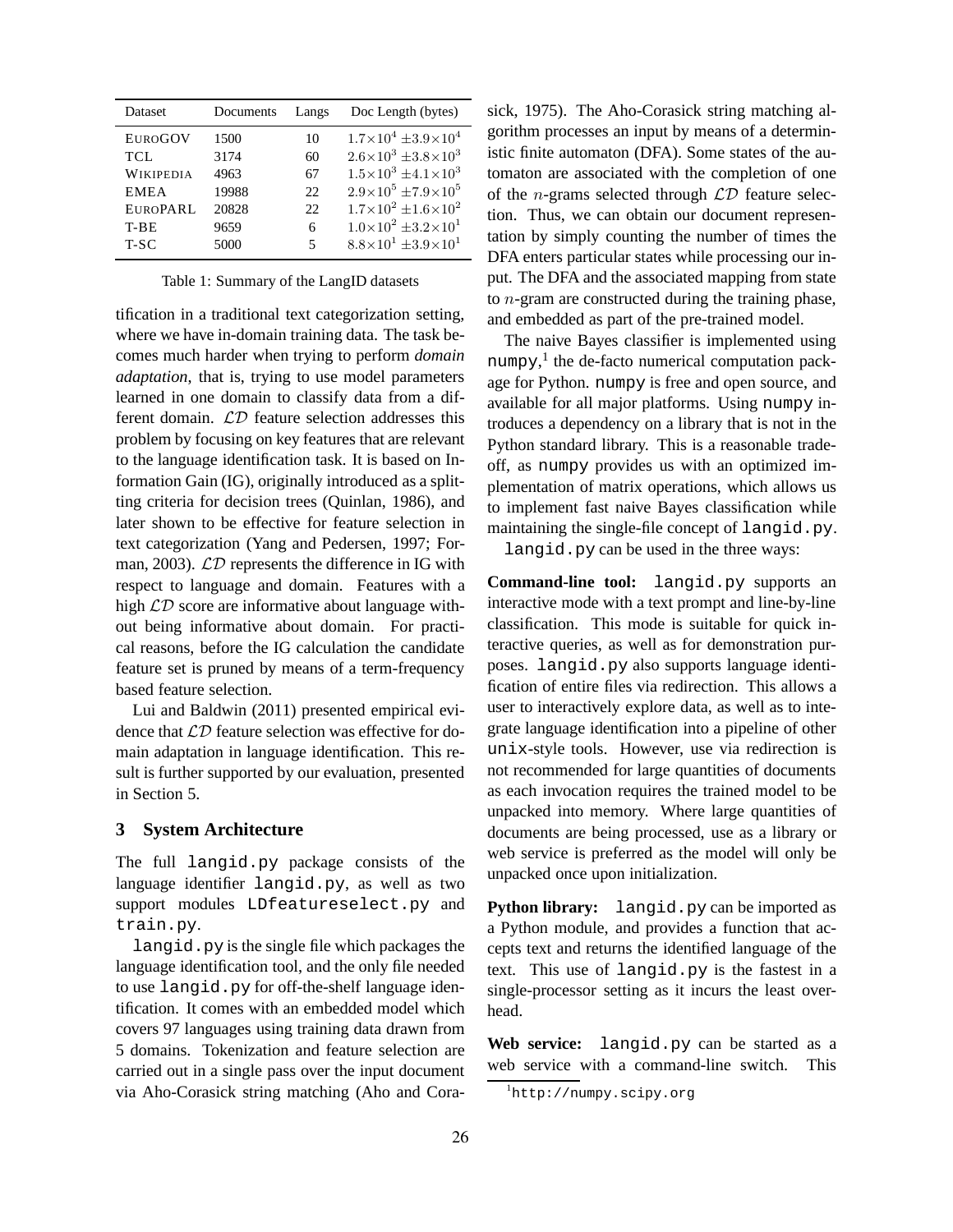| Dataset | Documents | Langs | Doc Length (bytes) |
|---|---|---|---|
| EUROGOV | 1500 | 10 | $1.7\times10^4 \pm3.9\times10^4$ |
| TCL | 3174 | 60 | $2.6\times10^3 \pm3.8\times10^3$ |
| WIKIPEDIA | 4963 | 67 | $1.5\times10^3 \pm4.1\times10^3$ |
| EMEA | 19988 | 22 | $2.9\times10^5 \pm7.9\times10^5$ |
| EUROPARL | 20828 | 22 | $1.7\times10^2 \pm1.6\times10^2$ |
| T-BE | 9659 | 6 | $1.0\times10^2 \pm3.2\times10^1$ |
| T-SC | 5000 | 5 | $8.8\times10^1 \pm3.9\times10^1$ |

Table 1: Summary of the LangID datasets

tification in a traditional text categorization setting, where we have in-domain training data. The task becomes much harder when trying to perform *domain adaptation*, that is, trying to use model parameters learned in one domain to classify data from a different domain. $\mathcal{LD}$ feature selection addresses this problem by focusing on key features that are relevant to the language identification task. It is based on Information Gain (IG), originally introduced as a splitting criteria for decision trees (Quinlan, 1986), and later shown to be effective for feature selection in text categorization (Yang and Pedersen, 1997; Forman, 2003). $\mathcal{LD}$ represents the difference in IG with respect to language and domain. Features with a high $\mathcal{LD}$ score are informative about language without being informative about domain. For practical reasons, before the IG calculation the candidate feature set is pruned by means of a term-frequency based feature selection.

Lui and Baldwin (2011) presented empirical evidence that $\mathcal{LD}$ feature selection was effective for domain adaptation in language identification. This result is further supported by our evaluation, presented in Section 5.

## 3 System Architecture

The full `langid.py` package consists of the language identifier `langid.py`, as well as two support modules `LDfeatureselect.py` and `train.py`.

`langid.py` is the single file which packages the language identification tool, and the only file needed to use `langid.py` for off-the-shelf language identification. It comes with an embedded model which covers 97 languages using training data drawn from 5 domains. Tokenization and feature selection are carried out in a single pass over the input document via Aho-Corasick string matching (Aho and Corasick, 1975). The Aho-Corasick string matching algorithm processes an input by means of a deterministic finite automaton (DFA). Some states of the automaton are associated with the completion of one of the $n$-grams selected through $\mathcal{LD}$ feature selection. Thus, we can obtain our document representation by simply counting the number of times the DFA enters particular states while processing our input. The DFA and the associated mapping from state to $n$-gram are constructed during the training phase, and embedded as part of the pre-trained model.

The naive Bayes classifier is implemented using `numpy`,[1] the de-facto numerical computation package for Python. `numpy` is free and open source, and available for all major platforms. Using `numpy` introduces a dependency on a library that is not in the Python standard library. This is a reasonable tradeoff, as `numpy` provides us with an optimized implementation of matrix operations, which allows us to implement fast naive Bayes classification while maintaining the single-file concept of `langid.py`.

`langid.py` can be used in the three ways:

**Command-line tool:** `langid.py` supports an interactive mode with a text prompt and line-by-line classification. This mode is suitable for quick interactive queries, as well as for demonstration purposes. `langid.py` also supports language identification of entire files via redirection. This allows a user to interactively explore data, as well as to integrate language identification into a pipeline of other `unix`-style tools. However, use via redirection is not recommended for large quantities of documents as each invocation requires the trained model to be unpacked into memory. Where large quantities of documents are being processed, use as a library or web service is preferred as the model will only be unpacked once upon initialization.

**Python library:** `langid.py` can be imported as a Python module, and provides a function that accepts text and returns the identified language of the text. This use of `langid.py` is the fastest in a single-processor setting as it incurs the least overhead.

**Web service:** `langid.py` can be started as a web service with a command-line switch. This

[1] `http://numpy.scipy.org`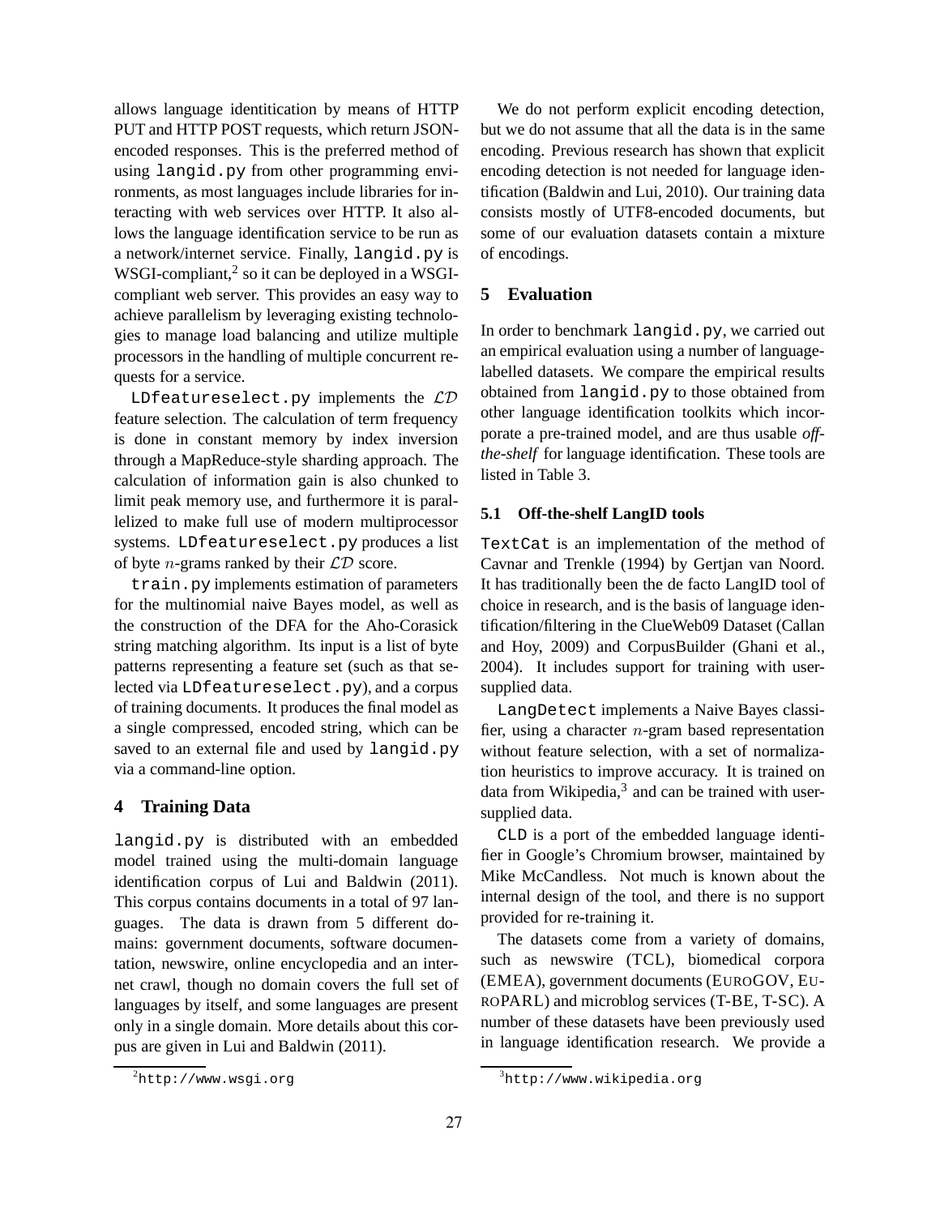allows language identitication by means of HTTP PUT and HTTP POST requests, which return JSON-encoded responses. This is the preferred method of using `langid.py` from other programming environments, as most languages include libraries for interacting with web services over HTTP. It also allows the language identification service to be run as a network/internet service. Finally, `langid.py` is WSGI-compliant,[2] so it can be deployed in a WSGI-compliant web server. This provides an easy way to achieve parallelism by leveraging existing technologies to manage load balancing and utilize multiple processors in the handling of multiple concurrent requests for a service.

`LDfeatureselect.py` implements the $\mathcal{LD}$ feature selection. The calculation of term frequency is done in constant memory by index inversion through a MapReduce-style sharding approach. The calculation of information gain is also chunked to limit peak memory use, and furthermore it is parallelized to make full use of modern multiprocessor systems. `LDfeatureselect.py` produces a list of byte $n$-grams ranked by their $\mathcal{LD}$ score.

`train.py` implements estimation of parameters for the multinomial naive Bayes model, as well as the construction of the DFA for the Aho-Corasick string matching algorithm. Its input is a list of byte patterns representing a feature set (such as that selected via `LDfeatureselect.py`), and a corpus of training documents. It produces the final model as a single compressed, encoded string, which can be saved to an external file and used by `langid.py` via a command-line option.

## 4 Training Data

`langid.py` is distributed with an embedded model trained using the multi-domain language identification corpus of Lui and Baldwin (2011). This corpus contains documents in a total of 97 languages. The data is drawn from 5 different domains: government documents, software documentation, newswire, online encyclopedia and an internet crawl, though no domain covers the full set of languages by itself, and some languages are present only in a single domain. More details about this corpus are given in Lui and Baldwin (2011).

We do not perform explicit encoding detection, but we do not assume that all the data is in the same encoding. Previous research has shown that explicit encoding detection is not needed for language identification (Baldwin and Lui, 2010). Our training data consists mostly of UTF8-encoded documents, but some of our evaluation datasets contain a mixture of encodings.

## 5 Evaluation

In order to benchmark `langid.py`, we carried out an empirical evaluation using a number of language-labelled datasets. We compare the empirical results obtained from `langid.py` to those obtained from other language identification toolkits which incorporate a pre-trained model, and are thus usable *off-the-shelf* for language identification. These tools are listed in Table 3.

### 5.1 Off-the-shelf LangID tools

`TextCat` is an implementation of the method of Cavnar and Trenkle (1994) by Gertjan van Noord. It has traditionally been the de facto LangID tool of choice in research, and is the basis of language identification/filtering in the ClueWeb09 Dataset (Callan and Hoy, 2009) and CorpusBuilder (Ghani et al., 2004). It includes support for training with user-supplied data.

`LangDetect` implements a Naive Bayes classifier, using a character $n$-gram based representation without feature selection, with a set of normalization heuristics to improve accuracy. It is trained on data from Wikipedia,[3] and can be trained with user-supplied data.

`CLD` is a port of the embedded language identifier in Google's Chromium browser, maintained by Mike McCandless. Not much is known about the internal design of the tool, and there is no support provided for re-training it.

The datasets come from a variety of domains, such as newswire (TCL), biomedical corpora (EMEA), government documents (EUROGOV, EUROPARL) and microblog services (T-BE, T-SC). A number of these datasets have been previously used in language identification research. We provide a

[2] http://www.wsgi.org

[3] http://www.wikipedia.org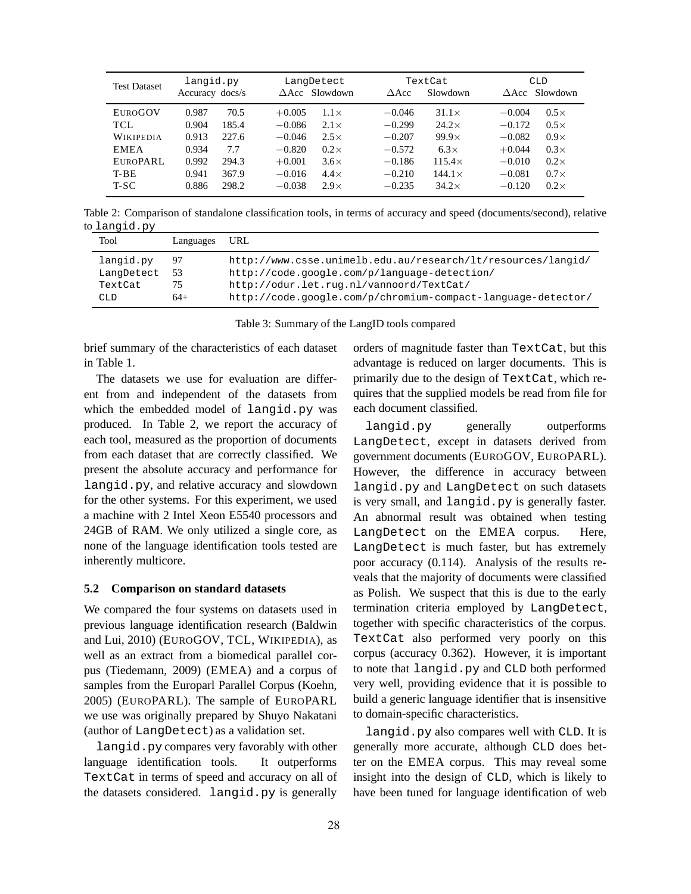| Test Dataset | langid.py | | LangDetect | | TextCat | | CLD | |
|---|---|---|---|---|---|---|---|---|
| | Accuracy | docs/s | ΔAcc | Slowdown | ΔAcc | Slowdown | ΔAcc | Slowdown |
| EUROGOV | 0.987 | 70.5 | +0.005 | 1.1× | −0.046 | 31.1× | −0.004 | 0.5× |
| TCL | 0.904 | 185.4 | −0.086 | 2.1× | −0.299 | 24.2× | −0.172 | 0.5× |
| WIKIPEDIA | 0.913 | 227.6 | −0.046 | 2.5× | −0.207 | 99.9× | −0.082 | 0.9× |
| EMEA | 0.934 | 7.7 | −0.820 | 0.2× | −0.572 | 6.3× | +0.044 | 0.3× |
| EUROPARL | 0.992 | 294.3 | +0.001 | 3.6× | −0.186 | 115.4× | −0.010 | 0.2× |
| T-BE | 0.941 | 367.9 | −0.016 | 4.4× | −0.210 | 144.1× | −0.081 | 0.7× |
| T-SC | 0.886 | 298.2 | −0.038 | 2.9× | −0.235 | 34.2× | −0.120 | 0.2× |

Table 2: Comparison of standalone classification tools, in terms of accuracy and speed (documents/second), relative to `langid.py`

| Tool | Languages | URL |
|---|---|---|
| `langid.py` | 97 | `http://www.csse.unimelb.edu.au/research/lt/resources/langid/` |
| `LangDetect` | 53 | `http://code.google.com/p/language-detection/` |
| `TextCat` | 75 | `http://odur.let.rug.nl/vannoord/TextCat/` |
| `CLD` | 64+ | `http://code.google.com/p/chromium-compact-language-detector/` |

Table 3: Summary of the LangID tools compared

brief summary of the characteristics of each dataset in Table 1.

The datasets we use for evaluation are different from and independent of the datasets from which the embedded model of `langid.py` was produced. In Table 2, we report the accuracy of each tool, measured as the proportion of documents from each dataset that are correctly classified. We present the absolute accuracy and performance for `langid.py`, and relative accuracy and slowdown for the other systems. For this experiment, we used a machine with 2 Intel Xeon E5540 processors and 24GB of RAM. We only utilized a single core, as none of the language identification tools tested are inherently multicore.

### 5.2 Comparison on standard datasets

We compared the four systems on datasets used in previous language identification research (Baldwin and Lui, 2010) (EUROGOV, TCL, WIKIPEDIA), as well as an extract from a biomedical parallel corpus (Tiedemann, 2009) (EMEA) and a corpus of samples from the Europarl Parallel Corpus (Koehn, 2005) (EUROPARL). The sample of EUROPARL we use was originally prepared by Shuyo Nakatani (author of `LangDetect`) as a validation set.

`langid.py` compares very favorably with other language identification tools. It outperforms `TextCat` in terms of speed and accuracy on all of the datasets considered. `langid.py` is generally orders of magnitude faster than `TextCat`, but this advantage is reduced on larger documents. This is primarily due to the design of `TextCat`, which requires that the supplied models be read from file for each document classified.

`langid.py` generally outperforms `LangDetect`, except in datasets derived from government documents (EUROGOV, EUROPARL). However, the difference in accuracy between `langid.py` and `LangDetect` on such datasets is very small, and `langid.py` is generally faster. An abnormal result was obtained when testing `LangDetect` on the EMEA corpus. Here, `LangDetect` is much faster, but has extremely poor accuracy (0.114). Analysis of the results reveals that the majority of documents were classified as Polish. We suspect that this is due to the early termination criteria employed by `LangDetect`, together with specific characteristics of the corpus. `TextCat` also performed very poorly on this corpus (accuracy 0.362). However, it is important to note that `langid.py` and `CLD` both performed very well, providing evidence that it is possible to build a generic language identifier that is insensitive to domain-specific characteristics.

`langid.py` also compares well with `CLD`. It is generally more accurate, although `CLD` does better on the EMEA corpus. This may reveal some insight into the design of `CLD`, which is likely to have been tuned for language identification of web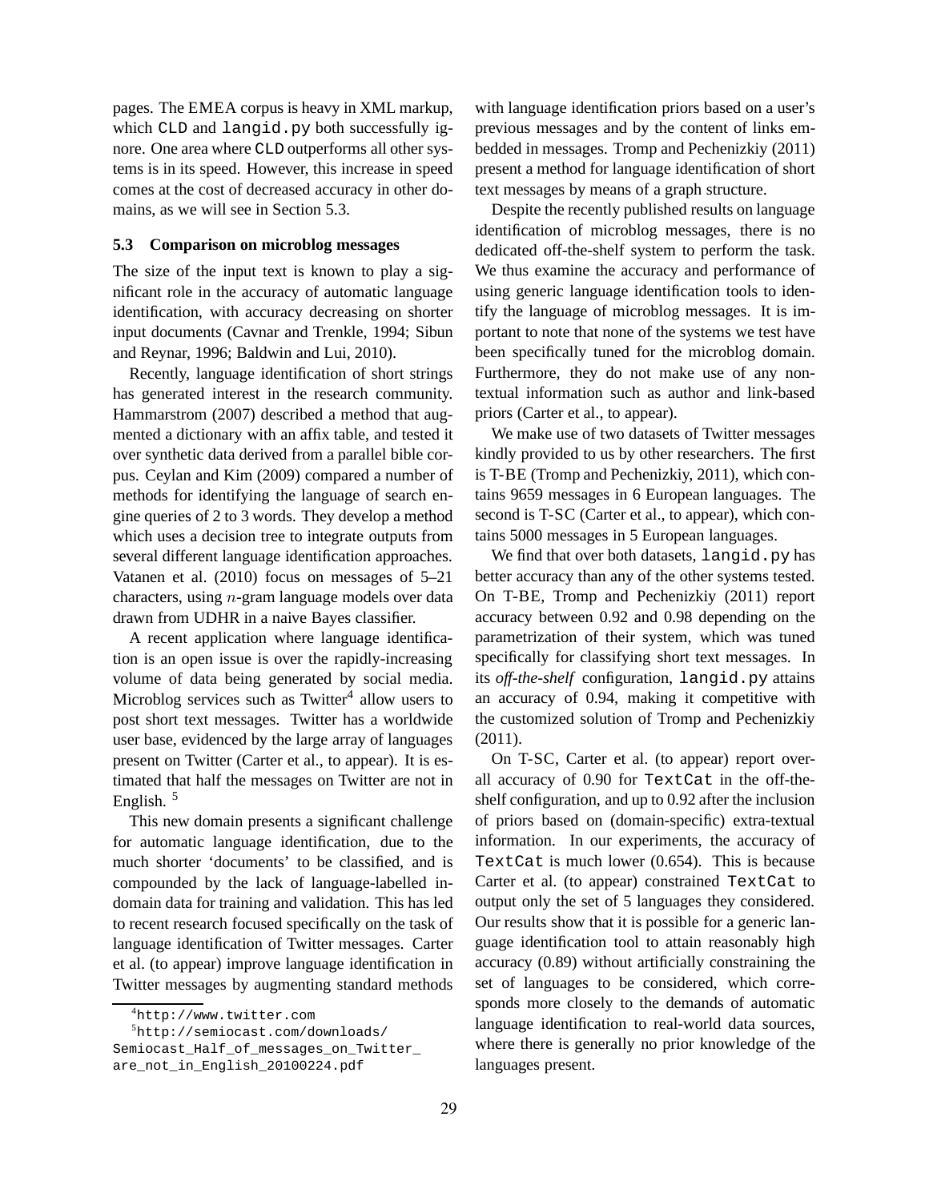pages. The EMEA corpus is heavy in XML markup, which CLD and langid.py both successfully ignore. One area where CLD outperforms all other systems is in its speed. However, this increase in speed comes at the cost of decreased accuracy in other domains, as we will see in Section 5.3.

### 5.3 Comparison on microblog messages

The size of the input text is known to play a significant role in the accuracy of automatic language identification, with accuracy decreasing on shorter input documents (Cavnar and Trenkle, 1994; Sibun and Reynar, 1996; Baldwin and Lui, 2010).

Recently, language identification of short strings has generated interest in the research community. Hammarstrom (2007) described a method that augmented a dictionary with an affix table, and tested it over synthetic data derived from a parallel bible corpus. Ceylan and Kim (2009) compared a number of methods for identifying the language of search engine queries of 2 to 3 words. They develop a method which uses a decision tree to integrate outputs from several different language identification approaches. Vatanen et al. (2010) focus on messages of 5–21 characters, using $n$-gram language models over data drawn from UDHR in a naive Bayes classifier.

A recent application where language identification is an open issue is over the rapidly-increasing volume of data being generated by social media. Microblog services such as Twitter[4] allow users to post short text messages. Twitter has a worldwide user base, evidenced by the large array of languages present on Twitter (Carter et al., to appear). It is estimated that half the messages on Twitter are not in English. [5]

This new domain presents a significant challenge for automatic language identification, due to the much shorter 'documents' to be classified, and is compounded by the lack of language-labelled in-domain data for training and validation. This has led to recent research focused specifically on the task of language identification of Twitter messages. Carter et al. (to appear) improve language identification in Twitter messages by augmenting standard methods with language identification priors based on a user's previous messages and by the content of links embedded in messages. Tromp and Pechenizkiy (2011) present a method for language identification of short text messages by means of a graph structure.

Despite the recently published results on language identification of microblog messages, there is no dedicated off-the-shelf system to perform the task. We thus examine the accuracy and performance of using generic language identification tools to identify the language of microblog messages. It is important to note that none of the systems we test have been specifically tuned for the microblog domain. Furthermore, they do not make use of any non-textual information such as author and link-based priors (Carter et al., to appear).

We make use of two datasets of Twitter messages kindly provided to us by other researchers. The first is T-BE (Tromp and Pechenizkiy, 2011), which contains 9659 messages in 6 European languages. The second is T-SC (Carter et al., to appear), which contains 5000 messages in 5 European languages.

We find that over both datasets, langid.py has better accuracy than any of the other systems tested. On T-BE, Tromp and Pechenizkiy (2011) report accuracy between 0.92 and 0.98 depending on the parametrization of their system, which was tuned specifically for classifying short text messages. In its *off-the-shelf* configuration, langid.py attains an accuracy of 0.94, making it competitive with the customized solution of Tromp and Pechenizkiy (2011).

On T-SC, Carter et al. (to appear) report overall accuracy of 0.90 for TextCat in the off-the-shelf configuration, and up to 0.92 after the inclusion of priors based on (domain-specific) extra-textual information. In our experiments, the accuracy of TextCat is much lower (0.654). This is because Carter et al. (to appear) constrained TextCat to output only the set of 5 languages they considered. Our results show that it is possible for a generic language identification tool to attain reasonably high accuracy (0.89) without artificially constraining the set of languages to be considered, which corresponds more closely to the demands of automatic language identification to real-world data sources, where there is generally no prior knowledge of the languages present.

[4] http://www.twitter.com

[5] http://semiocast.com/downloads/Semiocast_Half_of_messages_on_Twitter_are_not_in_English_20100224.pdf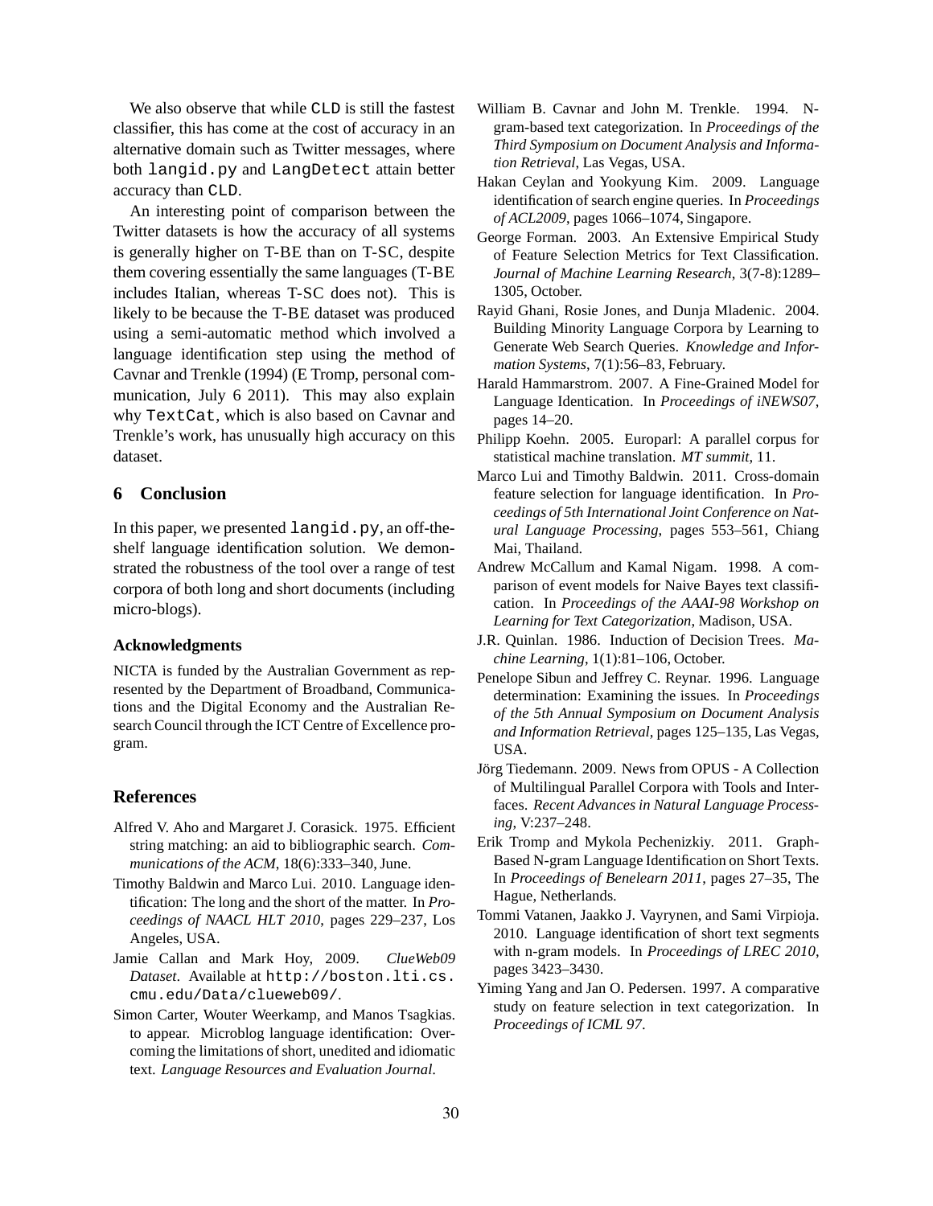We also observe that while `CLD` is still the fastest classifier, this has come at the cost of accuracy in an alternative domain such as Twitter messages, where both `langid.py` and `LangDetect` attain better accuracy than `CLD`.

An interesting point of comparison between the Twitter datasets is how the accuracy of all systems is generally higher on T-BE than on T-SC, despite them covering essentially the same languages (T-BE includes Italian, whereas T-SC does not). This is likely to be because the T-BE dataset was produced using a semi-automatic method which involved a language identification step using the method of Cavnar and Trenkle (1994) (E Tromp, personal communication, July 6 2011). This may also explain why `TextCat`, which is also based on Cavnar and Trenkle's work, has unusually high accuracy on this dataset.

## 6 Conclusion

In this paper, we presented `langid.py`, an off-the-shelf language identification solution. We demonstrated the robustness of the tool over a range of test corpora of both long and short documents (including micro-blogs).

### Acknowledgments

NICTA is funded by the Australian Government as represented by the Department of Broadband, Communications and the Digital Economy and the Australian Research Council through the ICT Centre of Excellence program.

## References

Alfred V. Aho and Margaret J. Corasick. 1975. Efficient string matching: an aid to bibliographic search. *Communications of the ACM*, 18(6):333–340, June.

Timothy Baldwin and Marco Lui. 2010. Language identification: The long and the short of the matter. In *Proceedings of NAACL HLT 2010*, pages 229–237, Los Angeles, USA.

Jamie Callan and Mark Hoy, 2009. *ClueWeb09 Dataset*. Available at `http://boston.lti.cs.cmu.edu/Data/clueweb09/`.

Simon Carter, Wouter Weerkamp, and Manos Tsagkias. to appear. Microblog language identification: Overcoming the limitations of short, unedited and idiomatic text. *Language Resources and Evaluation Journal*.

William B. Cavnar and John M. Trenkle. 1994. N-gram-based text categorization. In *Proceedings of the Third Symposium on Document Analysis and Information Retrieval*, Las Vegas, USA.

Hakan Ceylan and Yookyung Kim. 2009. Language identification of search engine queries. In *Proceedings of ACL2009*, pages 1066–1074, Singapore.

George Forman. 2003. An Extensive Empirical Study of Feature Selection Metrics for Text Classification. *Journal of Machine Learning Research*, 3(7-8):1289–1305, October.

Rayid Ghani, Rosie Jones, and Dunja Mladenic. 2004. Building Minority Language Corpora by Learning to Generate Web Search Queries. *Knowledge and Information Systems*, 7(1):56–83, February.

Harald Hammarstrom. 2007. A Fine-Grained Model for Language Idenctication. In *Proceedings of iNEWS07*, pages 14–20.

Philipp Koehn. 2005. Europarl: A parallel corpus for statistical machine translation. *MT summit*, 11.

Marco Lui and Timothy Baldwin. 2011. Cross-domain feature selection for language identification. In *Proceedings of 5th International Joint Conference on Natural Language Processing*, pages 553–561, Chiang Mai, Thailand.

Andrew McCallum and Kamal Nigam. 1998. A comparison of event models for Naive Bayes text classification. In *Proceedings of the AAAI-98 Workshop on Learning for Text Categorization*, Madison, USA.

J.R. Quinlan. 1986. Induction of Decision Trees. *Machine Learning*, 1(1):81–106, October.

Penelope Sibun and Jeffrey C. Reynar. 1996. Language determination: Examining the issues. In *Proceedings of the 5th Annual Symposium on Document Analysis and Information Retrieval*, pages 125–135, Las Vegas, USA.

Jörg Tiedemann. 2009. News from OPUS - A Collection of Multilingual Parallel Corpora with Tools and Interfaces. *Recent Advances in Natural Language Processing*, V:237–248.

Erik Tromp and Mykola Pechenizkiy. 2011. Graph-Based N-gram Language Identification on Short Texts. In *Proceedings of Benelearn 2011*, pages 27–35, The Hague, Netherlands.

Tommi Vatanen, Jaakko J. Vayrynen, and Sami Virpioja. 2010. Language identification of short text segments with n-gram models. In *Proceedings of LREC 2010*, pages 3423–3430.

Yiming Yang and Jan O. Pedersen. 1997. A comparative study on feature selection in text categorization. In *Proceedings of ICML 97*.